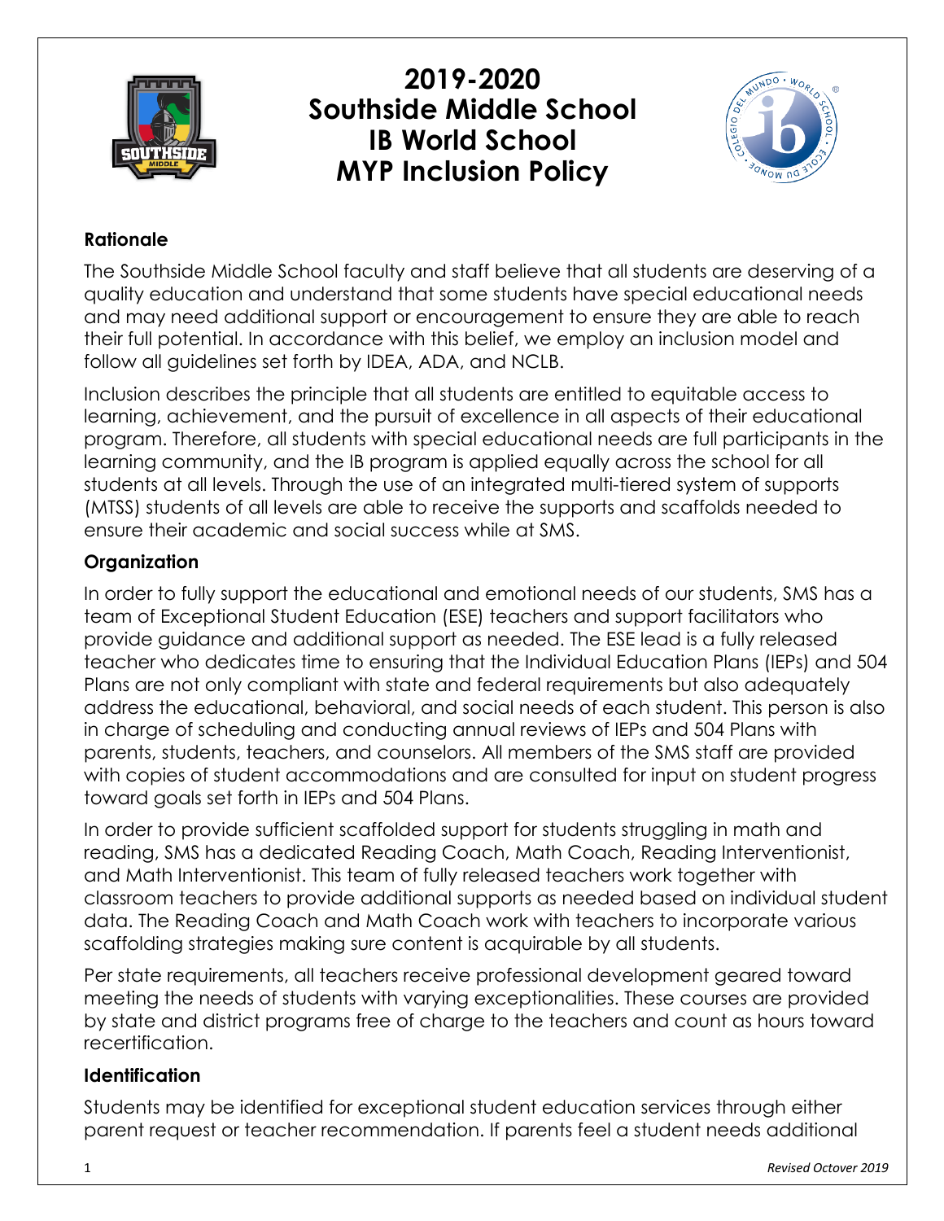# 2019-2020 Southside Middle School IB World School MYP Inclusion Policy

## Rationale

The Southside Middle School faculty and staff believe that all students are deserving of a quality education and understand that some students have special educational needs and may need additional support or encouragement to ensure they are able to reach their full potential. In accordance with this belief, we employ an inclusion model and follow all guidelines set forth by IDEA, ADA, and NCLB.

Inclusion describes the principle that all students are entitled to equitable access to learning, achievement, and the pursuit of excellence in all aspects of their educational program. Therefore, all students with special educational needs are full participants in the learning community, and the IB program is applied equally across the school for all students at all levels. Through the use of an integrated multi-tiered system of supports (MTSS) students of all levels are able to receive the supports and scaffolds needed to ensure their academic and social success while at SMS.

## Organization

In order to fully support the educational and emotional needs of our students, SMS has a team of Exceptional Student Education (ESE) teachers and support facilitators who provide guidance and additional support as needed. The ESE lead is a fully released teacher who dedicates time to ensuring that the Individual Education Plans (IEPs) and 504 Plans are not only compliant with state and federal requirements but also adequately address the educational, behavioral, and social needs of each student. This person is also in charge of scheduling and conducting annual reviews of IEPs and 504 Plans with parents, students, teachers, and counselors. All members of the SMS staff are provided with copies of student accommodations and are consulted for input on student progress toward goals set forth in IEPs and 504 Plans.

In order to provide sufficient scaffolded support for students struggling in math and reading, SMS has a dedicated Reading Coach, Math Coach, Reading Interventionist, and Math Interventionist. This team of fully released teachers work together with classroom teachers to provide additional supports as needed based on individual student data. The Reading Coach and Math Coach work with teachers to incorporate various scaffolding strategies making sure content is acquirable by all students.

Per state requirements, all teachers receive professional development geared toward meeting the needs of students with varying exceptionalities. These courses are provided by state and district programs free of charge to the teachers and count as hours toward recertification.

## Identification

Students may be identified for exceptional student education services through either parent request or teacher recommendation. If parents feel a student needs additional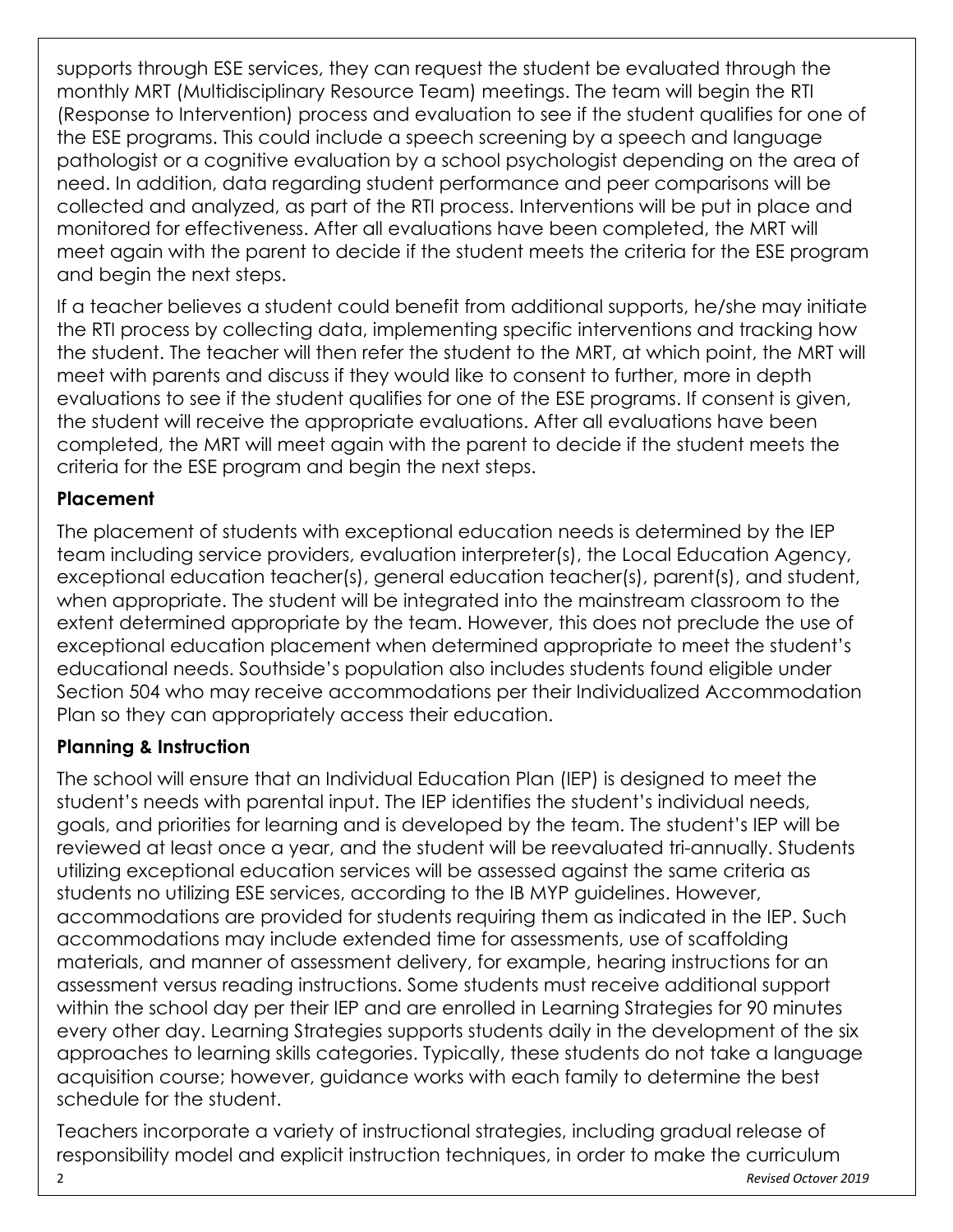supports through ESE services, they can request the student be evaluated through the monthly MRT (Multidisciplinary Resource Team) meetings. The team will begin the RTI (Response to Intervention) process and evaluation to see if the student qualifies for one of the ESE programs. This could include a speech screening by a speech and language pathologist or a cognitive evaluation by a school psychologist depending on the area of need. In addition, data regarding student performance and peer comparisons will be collected and analyzed, as part of the RTI process. Interventions will be put in place and monitored for effectiveness. After all evaluations have been completed, the MRT will meet again with the parent to decide if the student meets the criteria for the ESE program and begin the next steps.

If a teacher believes a student could benefit from additional supports, he/she may initiate the RTI process by collecting data, implementing specific interventions and tracking how the student. The teacher will then refer the student to the MRT, at which point, the MRT will meet with parents and discuss if they would like to consent to further, more in depth evaluations to see if the student qualifies for one of the ESE programs. If consent is given, the student will receive the appropriate evaluations. After all evaluations have been completed, the MRT will meet again with the parent to decide if the student meets the criteria for the ESE program and begin the next steps.

**Placement**

The placement of students with exceptional education needs is determined by the IEP team including service providers, evaluation interpreter(s), the Local Education Agency, exceptional education teacher(s), general education teacher(s), parent(s), and student, when appropriate. The student will be integrated into the mainstream classroom to the extent determined appropriate by the team. However, this does not preclude the use of exceptional education placement when determined appropriate to meet the student's educational needs. Southside's population also includes students found eligible under Section 504 who may receive accommodations per their Individualized Accommodation Plan so they can appropriately access their education.

**Planning & Instruction**

The school will ensure that an Individual Education Plan (IEP) is designed to meet the student's needs with parental input. The IEP identifies the student's individual needs, goals, and priorities for learning and is developed by the team. The student's IEP will be reviewed at least once a year, and the student will be reevaluated tri-annually. Students utilizing exceptional education services will be assessed against the same criteria as students no utilizing ESE services, according to the IB MYP guidelines. However, accommodations are provided for students requiring them as indicated in the IEP. Such accommodations may include extended time for assessments, use of scaffolding materials, and manner of assessment delivery, for example, hearing instructions for an assessment versus reading instructions. Some students must receive additional support within the school day per their IEP and are enrolled in Learning Strategies for 90 minutes every other day. Learning Strategies supports students daily in the development of the six approaches to learning skills categories. Typically, these students do not take a language acquisition course; however, guidance works with each family to determine the best schedule for the student.

Teachers incorporate a variety of instructional strategies, including gradual release of responsibility model and explicit instruction techniques, in order to make the curriculum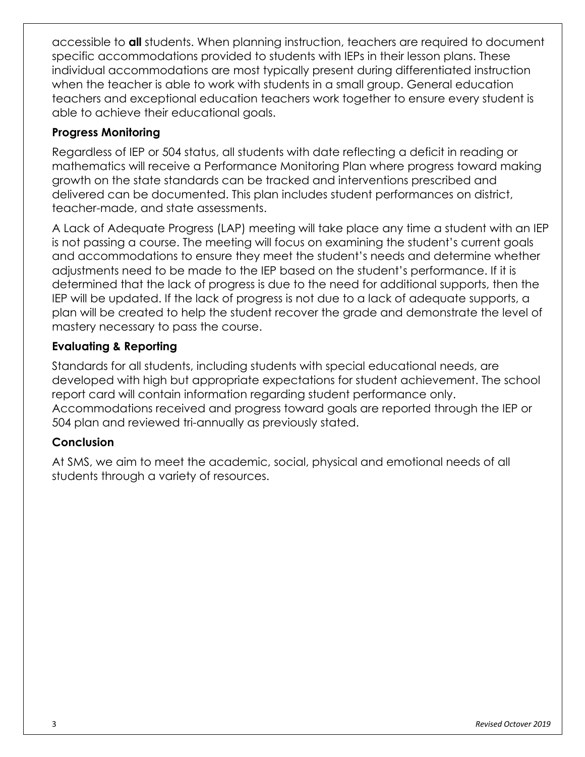accessible to **all** students. When planning instruction, teachers are required to document specific accommodations provided to students with IEPs in their lesson plans. These individual accommodations are most typically present during differentiated instruction when the teacher is able to work with students in a small group. General education teachers and exceptional education teachers work together to ensure every student is able to achieve their educational goals.

### Progress Monitoring

Regardless of IEP or 504 status, all students with date reflecting a deficit in reading or mathematics will receive a Performance Monitoring Plan where progress toward making growth on the state standards can be tracked and interventions prescribed and delivered can be documented. This plan includes student performances on district, teacher-made, and state assessments.

A Lack of Adequate Progress (LAP) meeting will take place any time a student with an IEP is not passing a course. The meeting will focus on examining the student's current goals and accommodations to ensure they meet the student's needs and determine whether adjustments need to be made to the IEP based on the student's performance. If it is determined that the lack of progress is due to the need for additional supports, then the IEP will be updated. If the lack of progress is not due to a lack of adequate supports, a plan will be created to help the student recover the grade and demonstrate the level of mastery necessary to pass the course.

### Evaluating & Reporting

Standards for all students, including students with special educational needs, are developed with high but appropriate expectations for student achievement. The school report card will contain information regarding student performance only. Accommodations received and progress toward goals are reported through the IEP or 504 plan and reviewed tri-annually as previously stated.

### Conclusion

At SMS, we aim to meet the academic, social, physical and emotional needs of all students through a variety of resources.